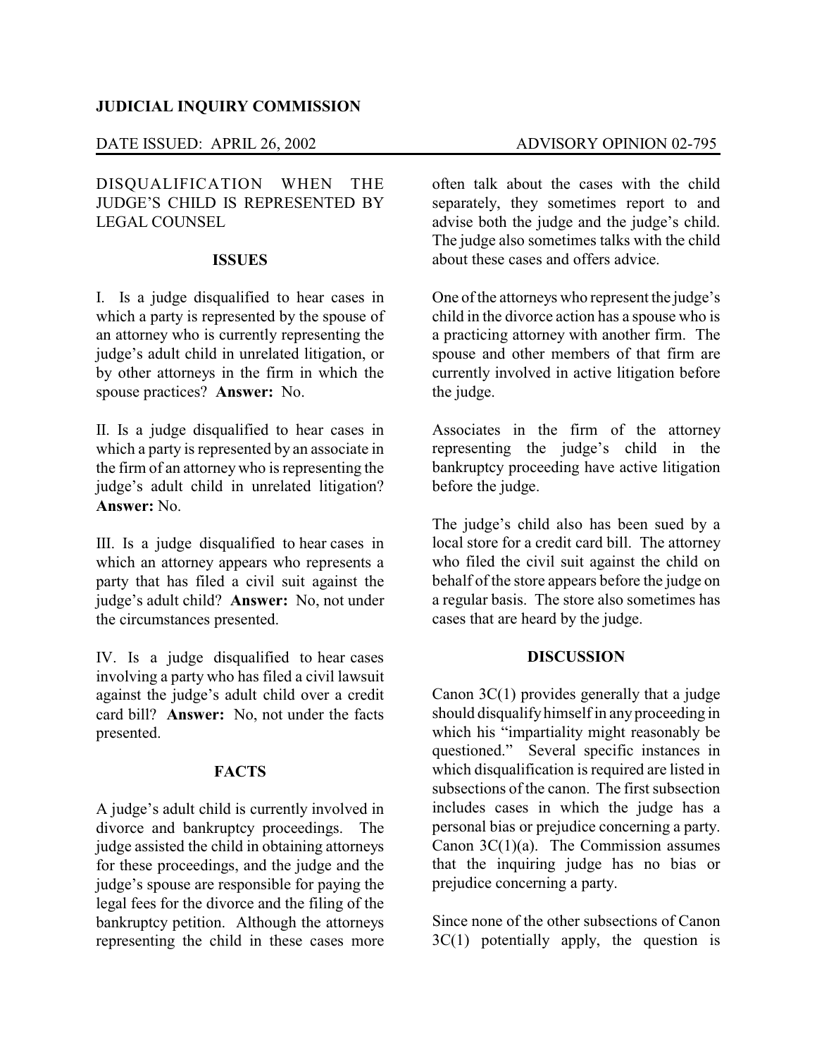**JUDICIAL INQUIRY COMMISSION**

DATE ISSUED: APRIL 26, 2002 ADVISORY OPINION 02-795

DISQUALIFICATION WHEN THE JUDGE'S CHILD IS REPRESENTED BY LEGAL COUNSEL

## ISSUES

I. Is a judge disqualified to hear cases in which a party is represented by the spouse of an attorney who is currently representing the judge's adult child in unrelated litigation, or by other attorneys in the firm in which the spouse practices? **Answer:** No.

II. Is a judge disqualified to hear cases in which a party is represented by an associate in the firm of an attorney who is representing the judge's adult child in unrelated litigation? **Answer:** No.

III. Is a judge disqualified to hear cases in which an attorney appears who represents a party that has filed a civil suit against the judge's adult child? **Answer:** No, not under the circumstances presented.

IV. Is a judge disqualified to hear cases involving a party who has filed a civil lawsuit against the judge's adult child over a credit card bill? **Answer:** No, not under the facts presented.

## FACTS

A judge's adult child is currently involved in divorce and bankruptcy proceedings. The judge assisted the child in obtaining attorneys for these proceedings, and the judge and the judge's spouse are responsible for paying the legal fees for the divorce and the filing of the bankruptcy petition. Although the attorneys representing the child in these cases more often talk about the cases with the child separately, they sometimes report to and advise both the judge and the judge's child. The judge also sometimes talks with the child about these cases and offers advice.

One of the attorneys who represent the judge's child in the divorce action has a spouse who is a practicing attorney with another firm. The spouse and other members of that firm are currently involved in active litigation before the judge.

Associates in the firm of the attorney representing the judge's child in the bankruptcy proceeding have active litigation before the judge.

The judge's child also has been sued by a local store for a credit card bill. The attorney who filed the civil suit against the child on behalf of the store appears before the judge on a regular basis. The store also sometimes has cases that are heard by the judge.

## DISCUSSION

Canon 3C(1) provides generally that a judge should disqualify himself in any proceeding in which his "impartiality might reasonably be questioned." Several specific instances in which disqualification is required are listed in subsections of the canon. The first subsection includes cases in which the judge has a personal bias or prejudice concerning a party. Canon 3C(1)(a). The Commission assumes that the inquiring judge has no bias or prejudice concerning a party.

Since none of the other subsections of Canon 3C(1) potentially apply, the question is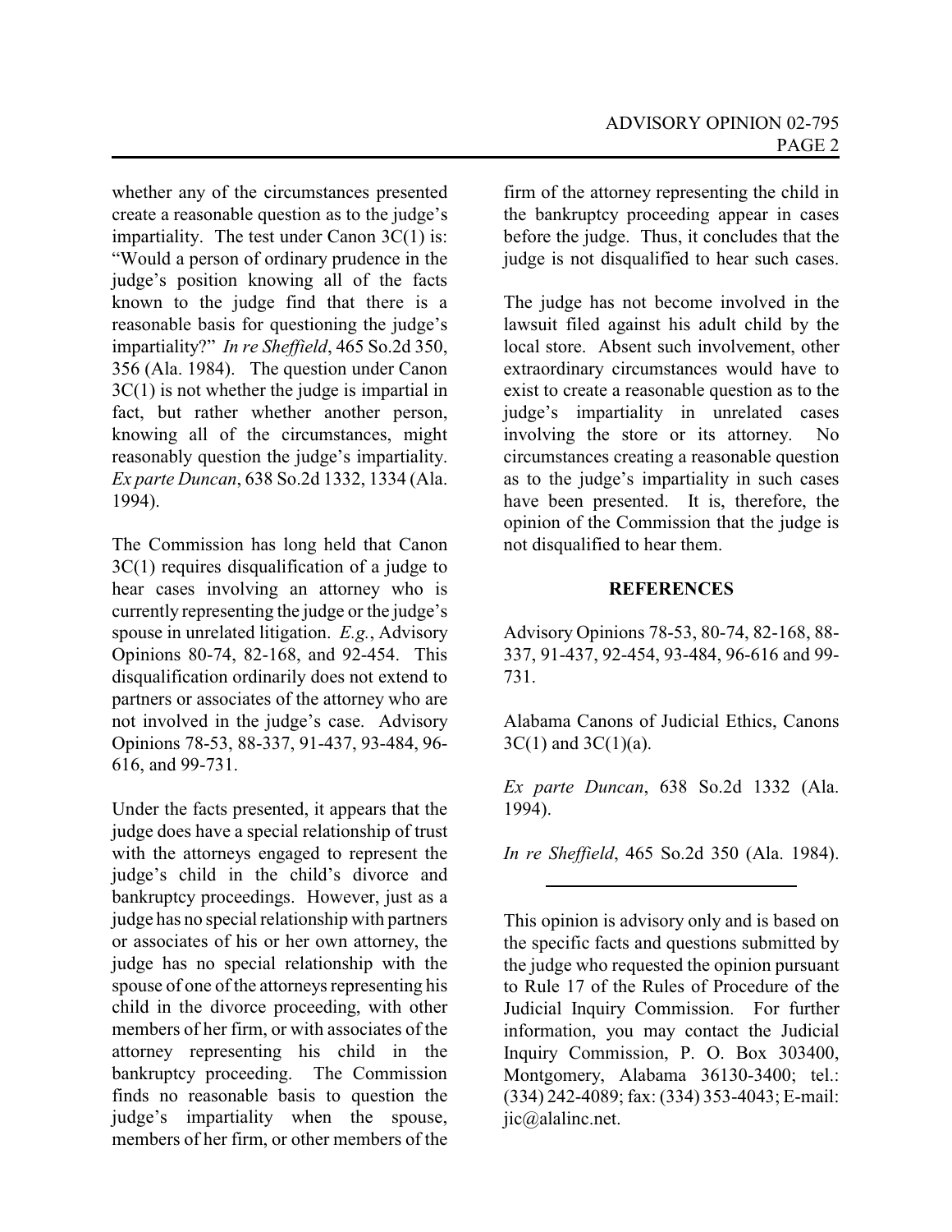whether any of the circumstances presented create a reasonable question as to the judge's impartiality. The test under Canon 3C(1) is: "Would a person of ordinary prudence in the judge's position knowing all of the facts known to the judge find that there is a reasonable basis for questioning the judge's impartiality?" *In re Sheffield*, 465 So.2d 350, 356 (Ala. 1984). The question under Canon 3C(1) is not whether the judge is impartial in fact, but rather whether another person, knowing all of the circumstances, might reasonably question the judge's impartiality. *Ex parte Duncan*, 638 So.2d 1332, 1334 (Ala. 1994).

The Commission has long held that Canon 3C(1) requires disqualification of a judge to hear cases involving an attorney who is currently representing the judge or the judge's spouse in unrelated litigation. *E.g.*, Advisory Opinions 80-74, 82-168, and 92-454. This disqualification ordinarily does not extend to partners or associates of the attorney who are not involved in the judge's case. Advisory Opinions 78-53, 88-337, 91-437, 93-484, 96-616, and 99-731.

Under the facts presented, it appears that the judge does have a special relationship of trust with the attorneys engaged to represent the judge's child in the child's divorce and bankruptcy proceedings. However, just as a judge has no special relationship with partners or associates of his or her own attorney, the judge has no special relationship with the spouse of one of the attorneys representing his child in the divorce proceeding, with other members of her firm, or with associates of the attorney representing his child in the bankruptcy proceeding. The Commission finds no reasonable basis to question the judge's impartiality when the spouse, members of her firm, or other members of the firm of the attorney representing the child in the bankruptcy proceeding appear in cases before the judge. Thus, it concludes that the judge is not disqualified to hear such cases.

The judge has not become involved in the lawsuit filed against his adult child by the local store. Absent such involvement, other extraordinary circumstances would have to exist to create a reasonable question as to the judge's impartiality in unrelated cases involving the store or its attorney. No circumstances creating a reasonable question as to the judge's impartiality in such cases have been presented. It is, therefore, the opinion of the Commission that the judge is not disqualified to hear them.

## REFERENCES

Advisory Opinions 78-53, 80-74, 82-168, 88-337, 91-437, 92-454, 93-484, 96-616 and 99-731.

Alabama Canons of Judicial Ethics, Canons 3C(1) and 3C(1)(a).

*Ex parte Duncan*, 638 So.2d 1332 (Ala. 1994).

*In re Sheffield*, 465 So.2d 350 (Ala. 1984).

---

This opinion is advisory only and is based on the specific facts and questions submitted by the judge who requested the opinion pursuant to Rule 17 of the Rules of Procedure of the Judicial Inquiry Commission. For further information, you may contact the Judicial Inquiry Commission, P. O. Box 303400, Montgomery, Alabama 36130-3400; tel.: (334) 242-4089; fax: (334) 353-4043; E-mail: jic@alalinc.net.